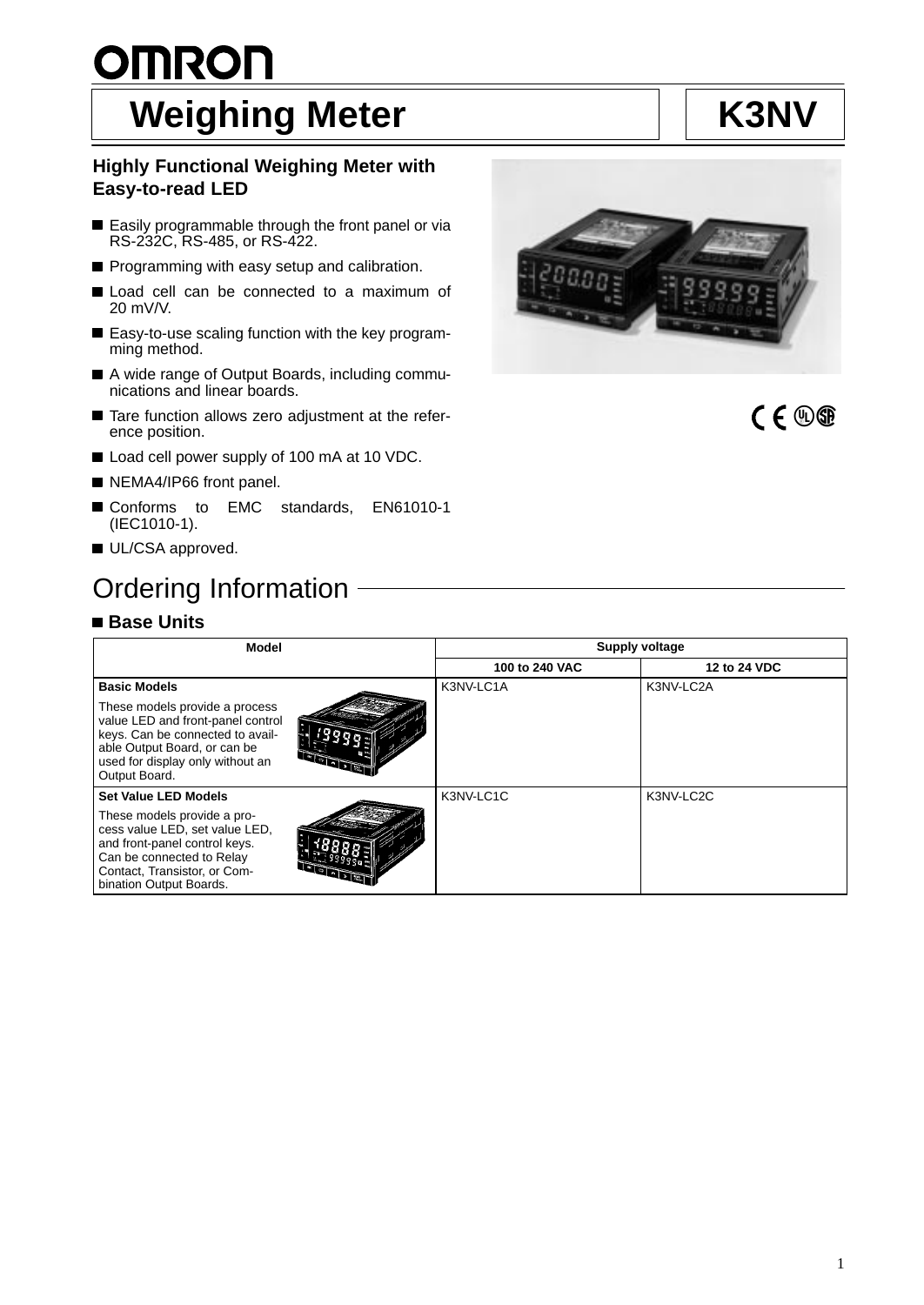# OMRON

# Weighing Meter — K3NV

### Highly Functional Weighing Meter with Easy-to-read LED

- Easily programmable through the front panel or via RS-232C, RS-485, or RS-422.
- Programming with easy setup and calibration.
- Load cell can be connected to a maximum of 20 mV/V.
- Easy-to-use scaling function with the key programming method.
- A wide range of Output Boards, including communications and linear boards.
- Tare function allows zero adjustment at the reference position.
- Load cell power supply of 100 mA at 10 VDC.
- NEMA4/IP66 front panel.
- Conforms to EMC standards, EN61010-1 (IEC1010-1).
- UL/CSA approved.

## Ordering Information

### Base Units

| Model | Supply voltage | |
|---|---|---|
| | 100 to 240 VAC | 12 to 24 VDC |
| **Basic Models**<br>These models provide a process value LED and front-panel control keys. Can be connected to available Output Board, or can be used for display only without an Output Board. | K3NV-LC1A | K3NV-LC2A |
| **Set Value LED Models**<br>These models provide a process value LED, set value LED, and front-panel control keys. Can be connected to Relay Contact, Transistor, or Combination Output Boards. | K3NV-LC1C | K3NV-LC2C |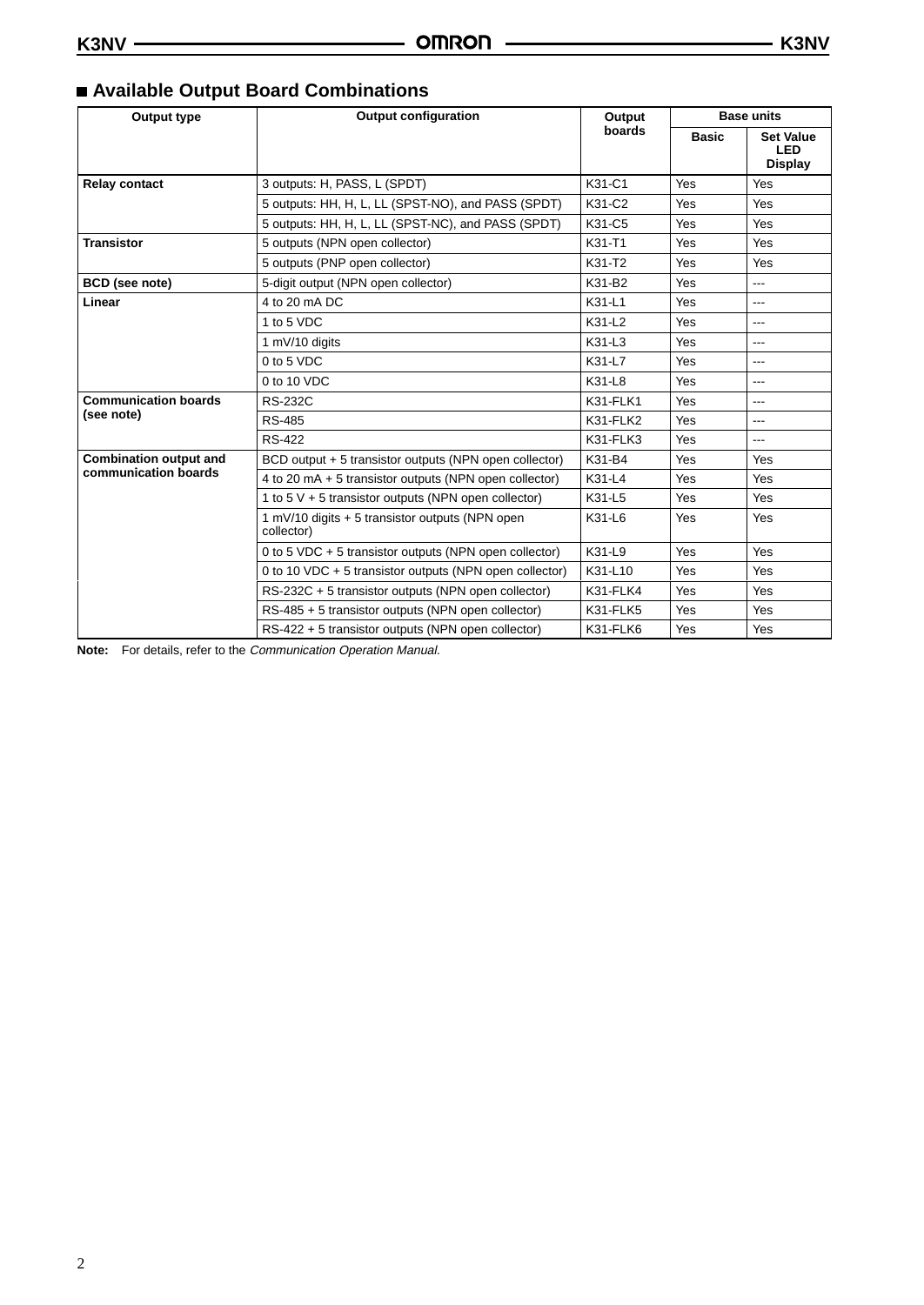## ■ Available Output Board Combinations

| Output type | Output configuration | Output boards | Base units | |
|---|---|---|---|---|
| | | | **Basic** | **Set Value LED Display** |
| **Relay contact** | 3 outputs: H, PASS, L (SPDT) | K31-C1 | Yes | Yes |
| | 5 outputs: HH, H, L, LL (SPST-NO), and PASS (SPDT) | K31-C2 | Yes | Yes |
| | 5 outputs: HH, H, L, LL (SPST-NC), and PASS (SPDT) | K31-C5 | Yes | Yes |
| **Transistor** | 5 outputs (NPN open collector) | K31-T1 | Yes | Yes |
| | 5 outputs (PNP open collector) | K31-T2 | Yes | Yes |
| **BCD (see note)** | 5-digit output (NPN open collector) | K31-B2 | Yes | --- |
| **Linear** | 4 to 20 mA DC | K31-L1 | Yes | --- |
| | 1 to 5 VDC | K31-L2 | Yes | --- |
| | 1 mV/10 digits | K31-L3 | Yes | --- |
| | 0 to 5 VDC | K31-L7 | Yes | --- |
| | 0 to 10 VDC | K31-L8 | Yes | --- |
| **Communication boards (see note)** | RS-232C | K31-FLK1 | Yes | --- |
| | RS-485 | K31-FLK2 | Yes | --- |
| | RS-422 | K31-FLK3 | Yes | --- |
| **Combination output and communication boards** | BCD output + 5 transistor outputs (NPN open collector) | K31-B4 | Yes | Yes |
| | 4 to 20 mA + 5 transistor outputs (NPN open collector) | K31-L4 | Yes | Yes |
| | 1 to 5 V + 5 transistor outputs (NPN open collector) | K31-L5 | Yes | Yes |
| | 1 mV/10 digits + 5 transistor outputs (NPN open collector) | K31-L6 | Yes | Yes |
| | 0 to 5 VDC + 5 transistor outputs (NPN open collector) | K31-L9 | Yes | Yes |
| | 0 to 10 VDC + 5 transistor outputs (NPN open collector) | K31-L10 | Yes | Yes |
| | RS-232C + 5 transistor outputs (NPN open collector) | K31-FLK4 | Yes | Yes |
| | RS-485 + 5 transistor outputs (NPN open collector) | K31-FLK5 | Yes | Yes |
| | RS-422 + 5 transistor outputs (NPN open collector) | K31-FLK6 | Yes | Yes |

**Note:** For details, refer to the *Communication Operation Manual.*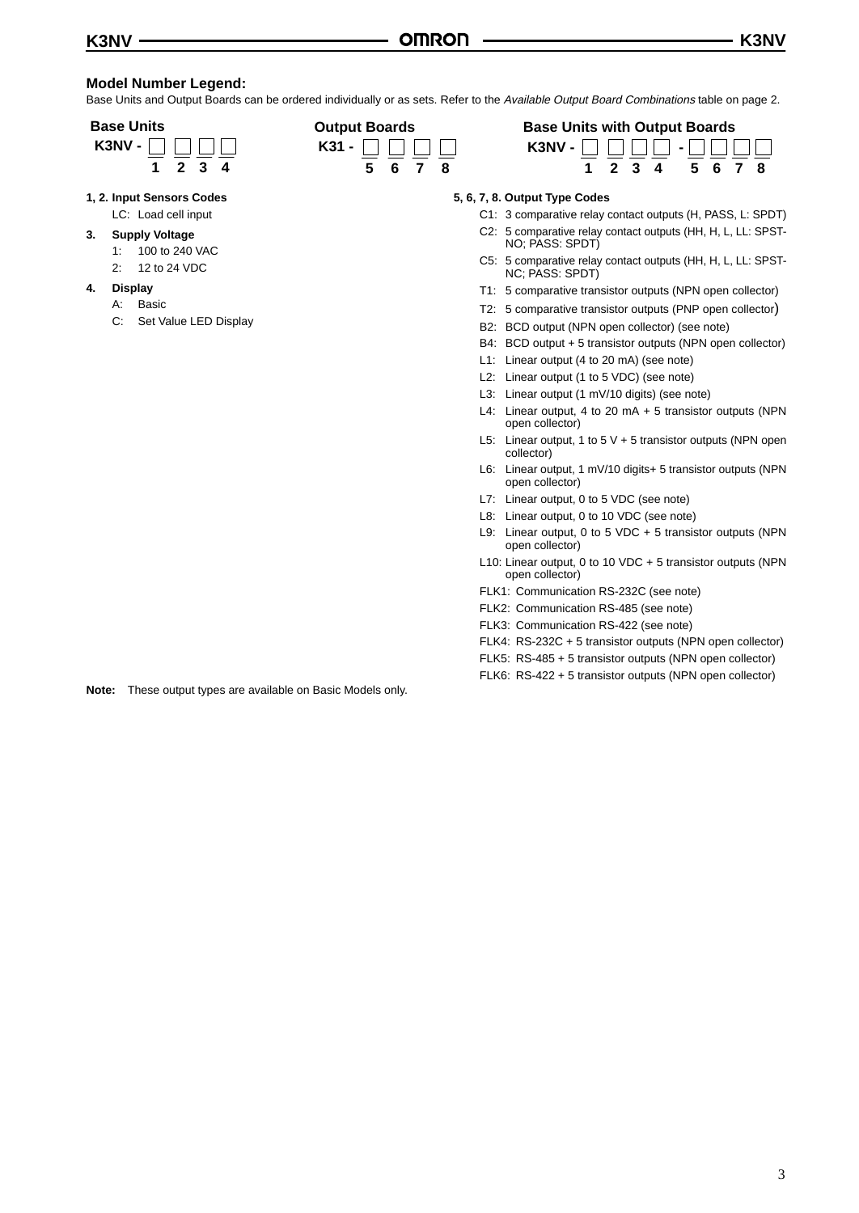## Model Number Legend:

Base Units and Output Boards can be ordered individually or as sets. Refer to the *Available Output Board Combinations* table on page 2.

**Base Units**

**K3NV -** ☐ ☐ ☐ ☐
1 2 3 4

**Output Boards**

**K31 -** ☐ ☐ ☐ ☐
5 6 7 8

**Base Units with Output Boards**

**K3NV -** ☐ ☐ ☐ ☐ **-** ☐ ☐ ☐ ☐
1 2 3 4 5 6 7 8

**1, 2. Input Sensors Codes**

LC: Load cell input

**3. Supply Voltage**

1: 100 to 240 VAC

2: 12 to 24 VDC

**4. Display**

A: Basic

C: Set Value LED Display

**5, 6, 7, 8. Output Type Codes**

C1: 3 comparative relay contact outputs (H, PASS, L: SPDT)

C2: 5 comparative relay contact outputs (HH, H, L, LL: SPST-NO; PASS: SPDT)

C5: 5 comparative relay contact outputs (HH, H, L, LL: SPST-NC; PASS: SPDT)

T1: 5 comparative transistor outputs (NPN open collector)

T2: 5 comparative transistor outputs (PNP open collector)

B2: BCD output (NPN open collector) (see note)

B4: BCD output + 5 transistor outputs (NPN open collector)

L1: Linear output (4 to 20 mA) (see note)

L2: Linear output (1 to 5 VDC) (see note)

L3: Linear output (1 mV/10 digits) (see note)

L4: Linear output, 4 to 20 mA + 5 transistor outputs (NPN open collector)

L5: Linear output, 1 to 5 V + 5 transistor outputs (NPN open collector)

L6: Linear output, 1 mV/10 digits+ 5 transistor outputs (NPN open collector)

L7: Linear output, 0 to 5 VDC (see note)

L8: Linear output, 0 to 10 VDC (see note)

L9: Linear output, 0 to 5 VDC + 5 transistor outputs (NPN open collector)

L10: Linear output, 0 to 10 VDC + 5 transistor outputs (NPN open collector)

FLK1: Communication RS-232C (see note)

FLK2: Communication RS-485 (see note)

FLK3: Communication RS-422 (see note)

FLK4: RS-232C + 5 transistor outputs (NPN open collector)

FLK5: RS-485 + 5 transistor outputs (NPN open collector)

FLK6: RS-422 + 5 transistor outputs (NPN open collector)

**Note:** These output types are available on Basic Models only.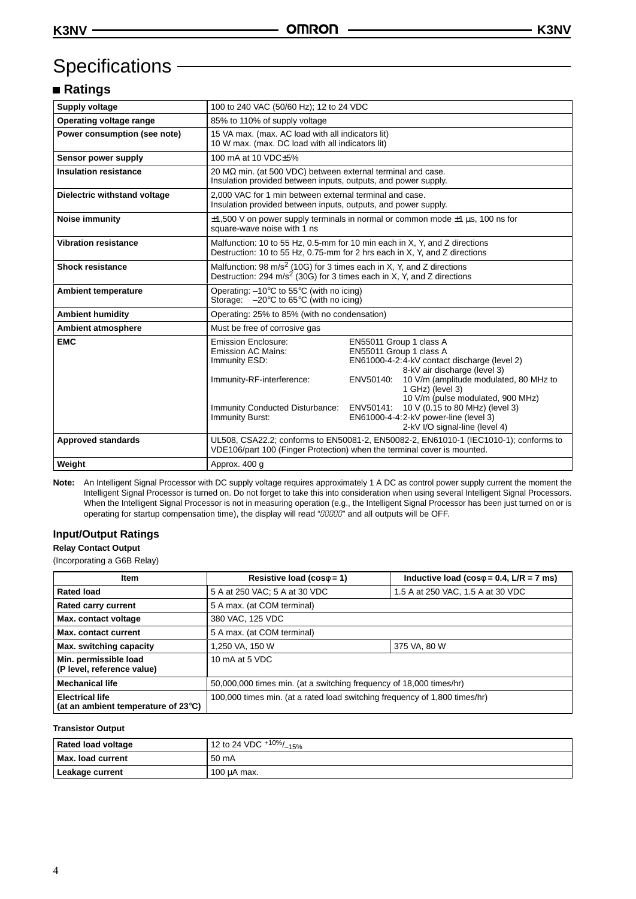# Specifications

## ■ Ratings

| | |
|---|---|
| **Supply voltage** | 100 to 240 VAC (50/60 Hz); 12 to 24 VDC |
| **Operating voltage range** | 85% to 110% of supply voltage |
| **Power consumption (see note)** | 15 VA max. (max. AC load with all indicators lit)<br>10 W max. (max. DC load with all indicators lit) |
| **Sensor power supply** | 100 mA at 10 VDC±5% |
| **Insulation resistance** | 20 MΩ min. (at 500 VDC) between external terminal and case.<br>Insulation provided between inputs, outputs, and power supply. |
| **Dielectric withstand voltage** | 2,000 VAC for 1 min between external terminal and case.<br>Insulation provided between inputs, outputs, and power supply. |
| **Noise immunity** | ±1,500 V on power supply terminals in normal or common mode ±1 µs, 100 ns for square-wave noise with 1 ns |
| **Vibration resistance** | Malfunction: 10 to 55 Hz, 0.5-mm for 10 min each in X, Y, and Z directions<br>Destruction: 10 to 55 Hz, 0.75-mm for 2 hrs each in X, Y, and Z directions |
| **Shock resistance** | Malfunction: 98 $m/s^2$ (10G) for 3 times each in X, Y, and Z directions<br>Destruction: 294 $m/s^2$ (30G) for 3 times each in X, Y, and Z directions |
| **Ambient temperature** | Operating: –10°C to 55°C (with no icing)<br>Storage: –20°C to 65°C (with no icing) |
| **Ambient humidity** | Operating: 25% to 85% (with no condensation) |
| **Ambient atmosphere** | Must be free of corrosive gas |
| **EMC** | Emission Enclosure: EN55011 Group 1 class A<br>Emission AC Mains: EN55011 Group 1 class A<br>Immunity ESD: EN61000-4-2: 4-kV contact discharge (level 2); 8-kV air discharge (level 3)<br>Immunity-RF-interference: ENV50140: 10 V/m (amplitude modulated, 80 MHz to 1 GHz) (level 3); 10 V/m (pulse modulated, 900 MHz)<br>Immunity Conducted Disturbance: ENV50141: 10 V (0.15 to 80 MHz) (level 3)<br>Immunity Burst: EN61000-4-4: 2-kV power-line (level 3); 2-kV I/O signal-line (level 4) |
| **Approved standards** | UL508, CSA22.2; conforms to EN50081-2, EN50082-2, EN61010-1 (IEC1010-1); conforms to VDE106/part 100 (Finger Protection) when the terminal cover is mounted. |
| **Weight** | Approx. 400 g |

**Note:** An Intelligent Signal Processor with DC supply voltage requires approximately 1 A DC as control power supply current the moment the Intelligent Signal Processor is turned on. Do not forget to take this into consideration when using several Intelligent Signal Processors. When the Intelligent Signal Processor is not in measuring operation (e.g., the Intelligent Signal Processor has been just turned on or is operating for startup compensation time), the display will read "00000" and all outputs will be OFF.

### Input/Output Ratings

**Relay Contact Output**

(Incorporating a G6B Relay)

| Item | Resistive load (cosφ = 1) | Inductive load (cosφ = 0.4, L/R = 7 ms) |
|---|---|---|
| **Rated load** | 5 A at 250 VAC; 5 A at 30 VDC | 1.5 A at 250 VAC, 1.5 A at 30 VDC |
| **Rated carry current** | 5 A max. (at COM terminal) | |
| **Max. contact voltage** | 380 VAC, 125 VDC | |
| **Max. contact current** | 5 A max. (at COM terminal) | |
| **Max. switching capacity** | 1,250 VA, 150 W | 375 VA, 80 W |
| **Min. permissible load (P level, reference value)** | 10 mA at 5 VDC | |
| **Mechanical life** | 50,000,000 times min. (at a switching frequency of 18,000 times/hr) | |
| **Electrical life (at an ambient temperature of 23°C)** | 100,000 times min. (at a rated load switching frequency of 1,800 times/hr) | |

**Transistor Output**

| | |
|---|---|
| **Rated load voltage** | 12 to 24 VDC $^{+10\%}/_{-15\%}$ |
| **Max. load current** | 50 mA |
| **Leakage current** | 100 µA max. |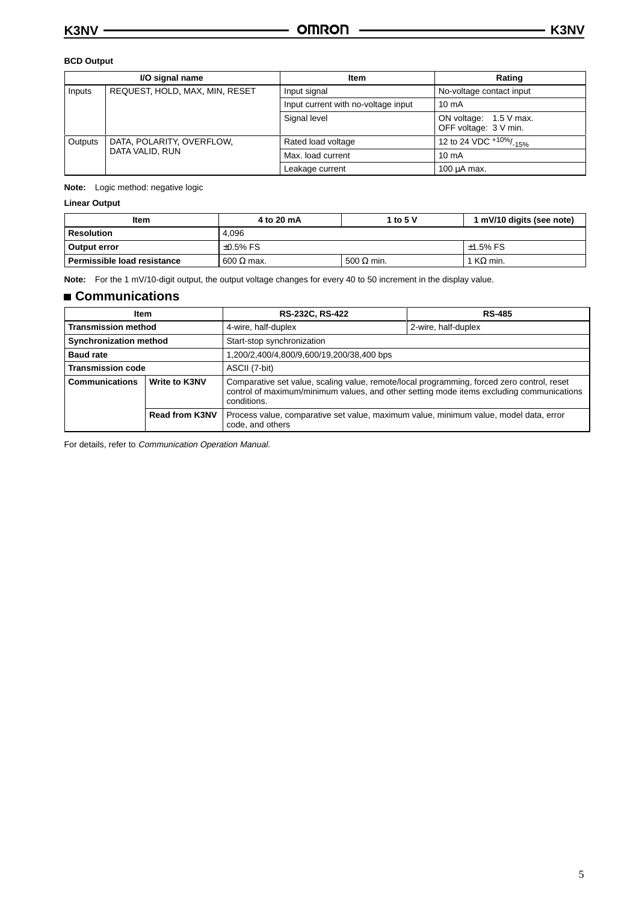**BCD Output**

| I/O signal name | | Item | Rating |
|---|---|---|---|
| Inputs | REQUEST, HOLD, MAX, MIN, RESET | Input signal | No-voltage contact input |
| | | Input current with no-voltage input | 10 mA |
| | | Signal level | ON voltage: 1.5 V max.<br>OFF voltage: 3 V min. |
| Outputs | DATA, POLARITY, OVERFLOW, DATA VALID, RUN | Rated load voltage | 12 to 24 VDC $^{+10\%}/_{-15\%}$ |
| | | Max. load current | 10 mA |
| | | Leakage current | 100 μA max. |

**Note:** Logic method: negative logic

**Linear Output**

| Item | 4 to 20 mA | 1 to 5 V | 1 mV/10 digits (see note) |
|---|---|---|---|
| **Resolution** | 4,096 | | |
| **Output error** | ±0.5% FS | | ±1.5% FS |
| **Permissible load resistance** | 600 Ω max. | 500 Ω min. | 1 KΩ min. |

**Note:** For the 1 mV/10-digit output, the output voltage changes for every 40 to 50 increment in the display value.

## ■ Communications

| Item | | RS-232C, RS-422 | RS-485 |
|---|---|---|---|
| **Transmission method** | | 4-wire, half-duplex | 2-wire, half-duplex |
| **Synchronization method** | | Start-stop synchronization | |
| **Baud rate** | | 1,200/2,400/4,800/9,600/19,200/38,400 bps | |
| **Transmission code** | | ASCII (7-bit) | |
| **Communications** | **Write to K3NV** | Comparative set value, scaling value, remote/local programming, forced zero control, reset control of maximum/minimum values, and other setting mode items excluding communications conditions. | |
| | **Read from K3NV** | Process value, comparative set value, maximum value, minimum value, model data, error code, and others | |

For details, refer to *Communication Operation Manual.*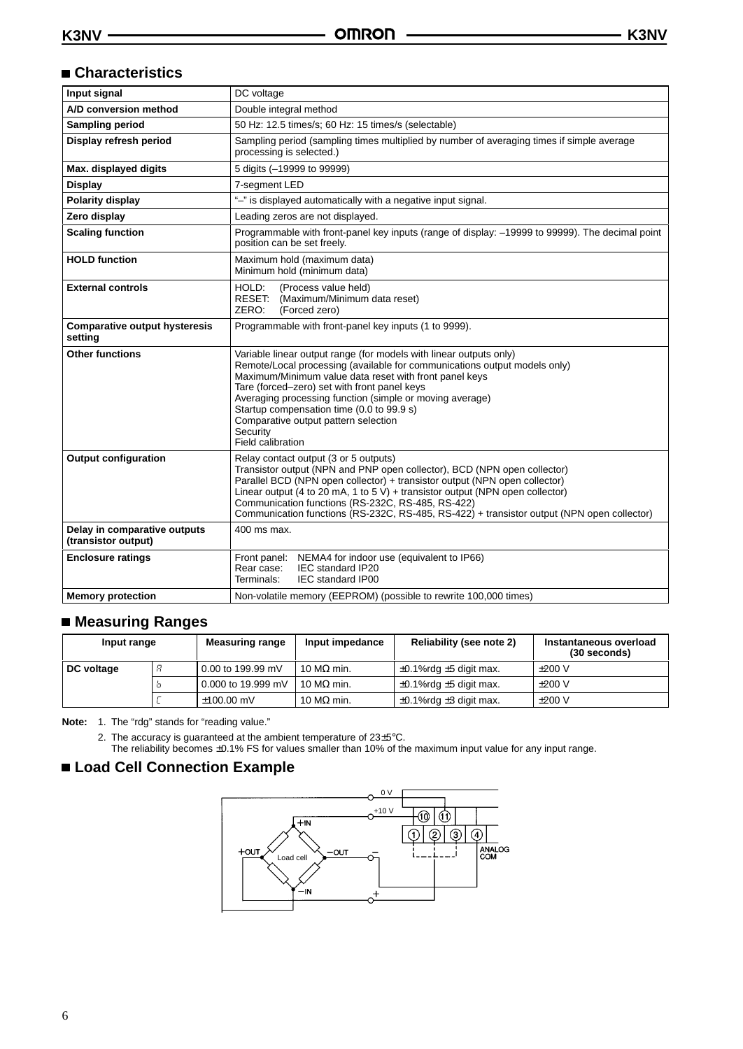## Characteristics

| Input signal | DC voltage |
|---|---|
| A/D conversion method | Double integral method |
| Sampling period | 50 Hz: 12.5 times/s; 60 Hz: 15 times/s (selectable) |
| Display refresh period | Sampling period (sampling times multiplied by number of averaging times if simple average processing is selected.) |
| Max. displayed digits | 5 digits (–19999 to 99999) |
| Display | 7-segment LED |
| Polarity display | "–" is displayed automatically with a negative input signal. |
| Zero display | Leading zeros are not displayed. |
| Scaling function | Programmable with front-panel key inputs (range of display: –19999 to 99999). The decimal point position can be set freely. |
| HOLD function | Maximum hold (maximum data)<br>Minimum hold (minimum data) |
| External controls | HOLD: (Process value held)<br>RESET: (Maximum/Minimum data reset)<br>ZERO: (Forced zero) |
| Comparative output hysteresis setting | Programmable with front-panel key inputs (1 to 9999). |
| Other functions | Variable linear output range (for models with linear outputs only)<br>Remote/Local processing (available for communications output models only)<br>Maximum/Minimum value data reset with front panel keys<br>Tare (forced–zero) set with front panel keys<br>Averaging processing function (simple or moving average)<br>Startup compensation time (0.0 to 99.9 s)<br>Comparative output pattern selection<br>Security<br>Field calibration |
| Output configuration | Relay contact output (3 or 5 outputs)<br>Transistor output (NPN and PNP open collector), BCD (NPN open collector)<br>Parallel BCD (NPN open collector) + transistor output (NPN open collector)<br>Linear output (4 to 20 mA, 1 to 5 V) + transistor output (NPN open collector)<br>Communication functions (RS-232C, RS-485, RS-422)<br>Communication functions (RS-232C, RS-485, RS-422) + transistor output (NPN open collector) |
| Delay in comparative outputs (transistor output) | 400 ms max. |
| Enclosure ratings | Front panel: NEMA4 for indoor use (equivalent to IP66)<br>Rear case: IEC standard IP20<br>Terminals: IEC standard IP00 |
| Memory protection | Non-volatile memory (EEPROM) (possible to rewrite 100,000 times) |

## Measuring Ranges

| Input range | | Measuring range | Input impedance | Reliability (see note 2) | Instantaneous overload (30 seconds) |
|---|---|---|---|---|---|
| DC voltage | A | 0.00 to 199.99 mV | 10 MΩ min. | ±0.1%rdg ±5 digit max. | ±200 V |
| | b | 0.000 to 19.999 mV | 10 MΩ min. | ±0.1%rdg ±5 digit max. | ±200 V |
| | C | ±100.00 mV | 10 MΩ min. | ±0.1%rdg ±3 digit max. | ±200 V |

**Note:** 1. The "rdg" stands for "reading value."

2. The accuracy is guaranteed at the ambient temperature of 23±5°C.
The reliability becomes ±0.1% FS for values smaller than 10% of the maximum input value for any input range.

## Load Cell Connection Example

0 V
+10 V
+IN
+OUT
Load cell
–OUT
–IN
–
+
⑩ ⑪
① ② ③ ④
ANALOG COM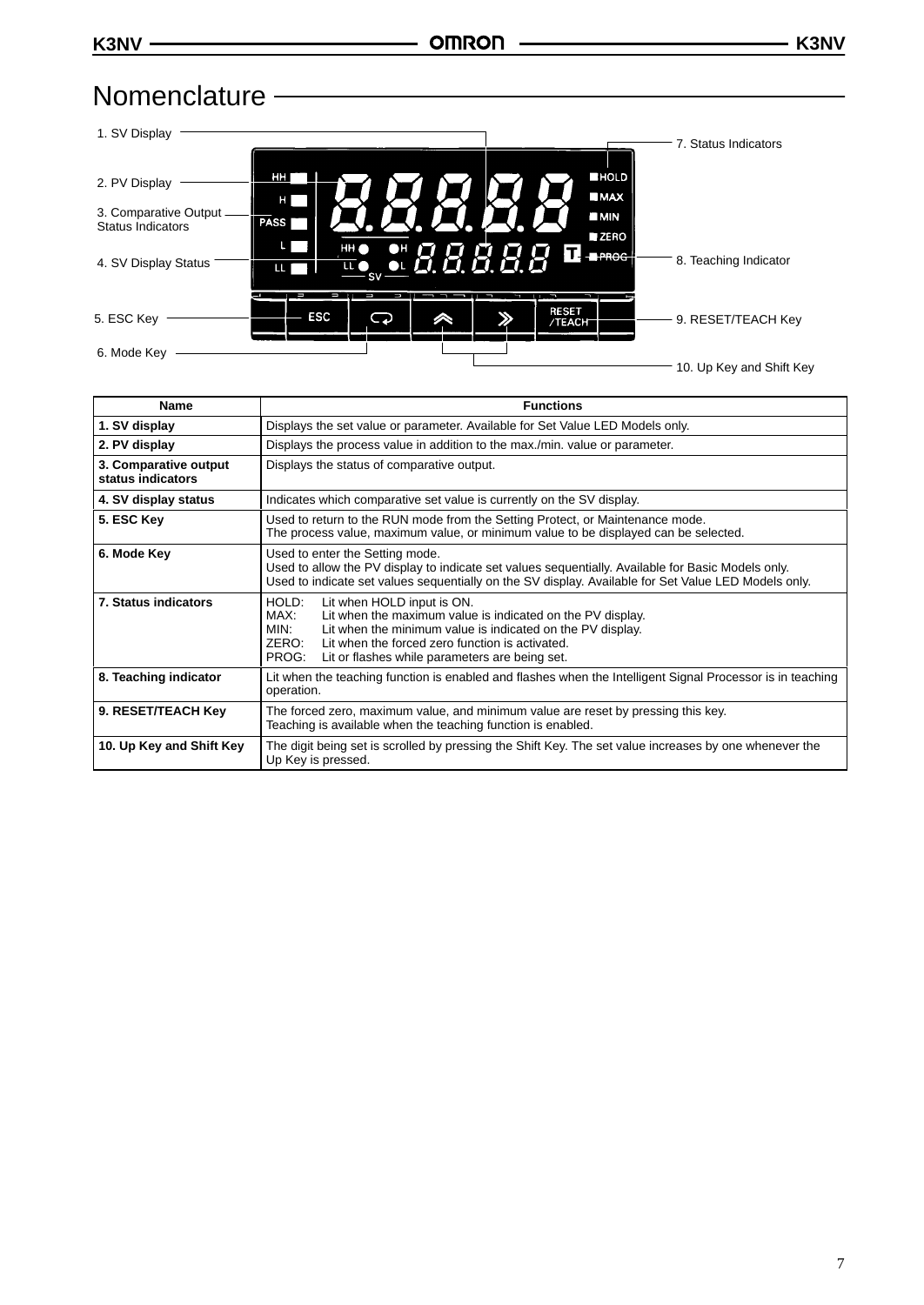# Nomenclature

1. SV Display
2. PV Display
3. Comparative Output Status Indicators
4. SV Display Status
5. ESC Key
6. Mode Key
7. Status Indicators
8. Teaching Indicator
9. RESET/TEACH Key
10. Up Key and Shift Key

| Name | Functions |
|---|---|
| **1. SV display** | Displays the set value or parameter. Available for Set Value LED Models only. |
| **2. PV display** | Displays the process value in addition to the max./min. value or parameter. |
| **3. Comparative output status indicators** | Displays the status of comparative output. |
| **4. SV display status** | Indicates which comparative set value is currently on the SV display. |
| **5. ESC Key** | Used to return to the RUN mode from the Setting Protect, or Maintenance mode.<br>The process value, maximum value, or minimum value to be displayed can be selected. |
| **6. Mode Key** | Used to enter the Setting mode.<br>Used to allow the PV display to indicate set values sequentially. Available for Basic Models only.<br>Used to indicate set values sequentially on the SV display. Available for Set Value LED Models only. |
| **7. Status indicators** | HOLD: Lit when HOLD input is ON.<br>MAX: Lit when the maximum value is indicated on the PV display.<br>MIN: Lit when the minimum value is indicated on the PV display.<br>ZERO: Lit when the forced zero function is activated.<br>PROG: Lit or flashes while parameters are being set. |
| **8. Teaching indicator** | Lit when the teaching function is enabled and flashes when the Intelligent Signal Processor is in teaching operation. |
| **9. RESET/TEACH Key** | The forced zero, maximum value, and minimum value are reset by pressing this key.<br>Teaching is available when the teaching function is enabled. |
| **10. Up Key and Shift Key** | The digit being set is scrolled by pressing the Shift Key. The set value increases by one whenever the Up Key is pressed. |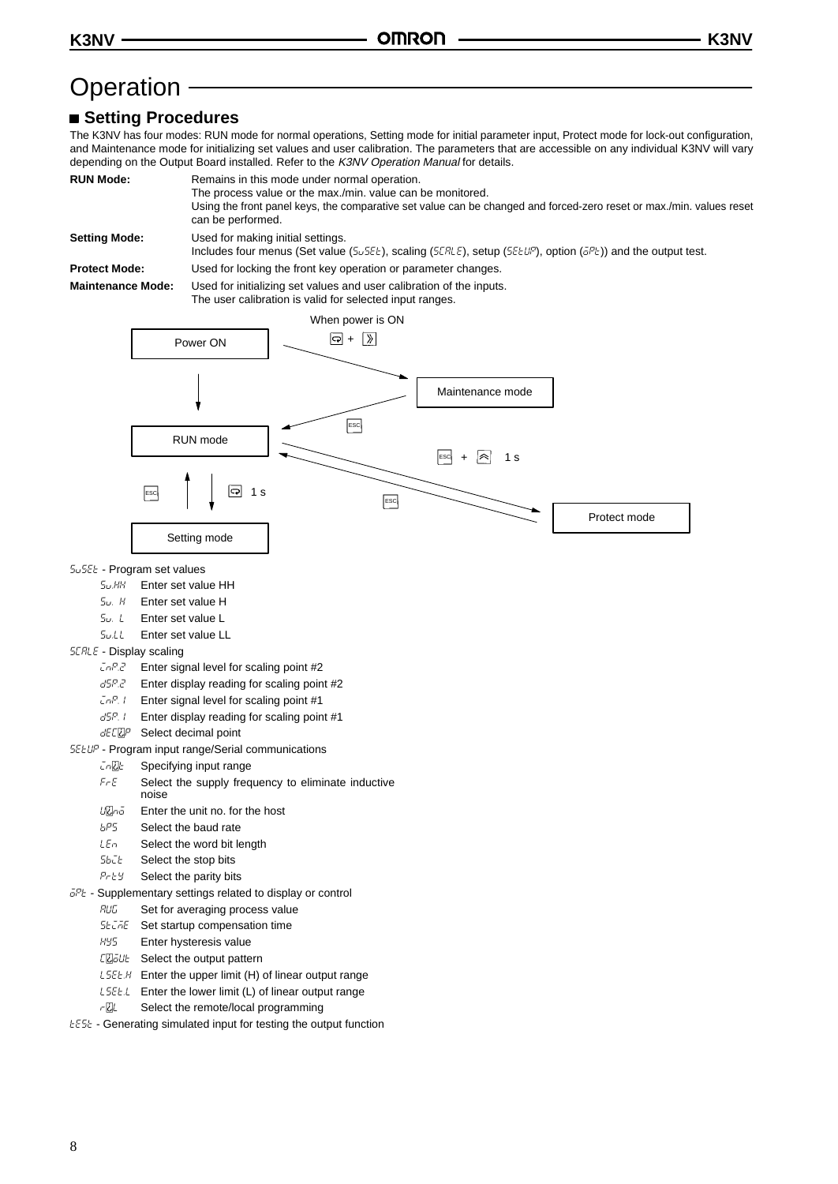# Operation

## ■ Setting Procedures

The K3NV has four modes: RUN mode for normal operations, Setting mode for initial parameter input, Protect mode for lock-out configuration, and Maintenance mode for initializing set values and user calibration. The parameters that are accessible on any individual K3NV will vary depending on the Output Board installed. Refer to the *K3NV Operation Manual* for details.

**RUN Mode:** Remains in this mode under normal operation.
The process value or the max./min. value can be monitored.
Using the front panel keys, the comparative set value can be changed and forced-zero reset or max./min. values reset can be performed.

**Setting Mode:** Used for making initial settings.
Includes four menus (Set value (SuSEt), scaling (SCALE), setup (SEtUP), option (oPt)) and the output test.

**Protect Mode:** Used for locking the front key operation or parameter changes.

**Maintenance Mode:** Used for initializing set values and user calibration of the inputs.
The user calibration is valid for selected input ranges.

When power is ON

Power ON → RUN mode
Power ON (⟲ + ≫ when power is ON) → Maintenance mode
Maintenance mode → (ESC) → RUN mode
RUN mode → (ESC + ⌃ 1 s) → Protect mode
Protect mode → (ESC) → RUN mode
RUN mode → (⟲ 1 s) → Setting mode
Setting mode → (ESC) → RUN mode

SuSEt - Program set values
- Su.HH Enter set value HH
- Su. H Enter set value H
- Su. L Enter set value L
- Su.LL Enter set value LL

SCALE - Display scaling
- inP.2 Enter signal level for scaling point #2
- dSP.2 Enter display reading for scaling point #2
- inP. 1 Enter signal level for scaling point #1
- dSP. 1 Enter display reading for scaling point #1
- dECiP Select decimal point

SEtUP - Program input range/Serial communications
- in.t Specifying input range
- FrE Select the supply frequency to eliminate inductive noise
- U.no Enter the unit no. for the host
- bPS Select the baud rate
- LEn Select the word bit length
- Sbit Select the stop bits
- PrtY Select the parity bits

oPt - Supplementary settings related to display or control
- AUG Set for averaging process value
- StinE Set startup compensation time
- HYS Enter hysteresis value
- C.oUt Select the output pattern
- LSEt.H Enter the upper limit (H) of linear output range
- LSEt.L Enter the lower limit (L) of linear output range
- r.L Select the remote/local programming

tESt - Generating simulated input for testing the output function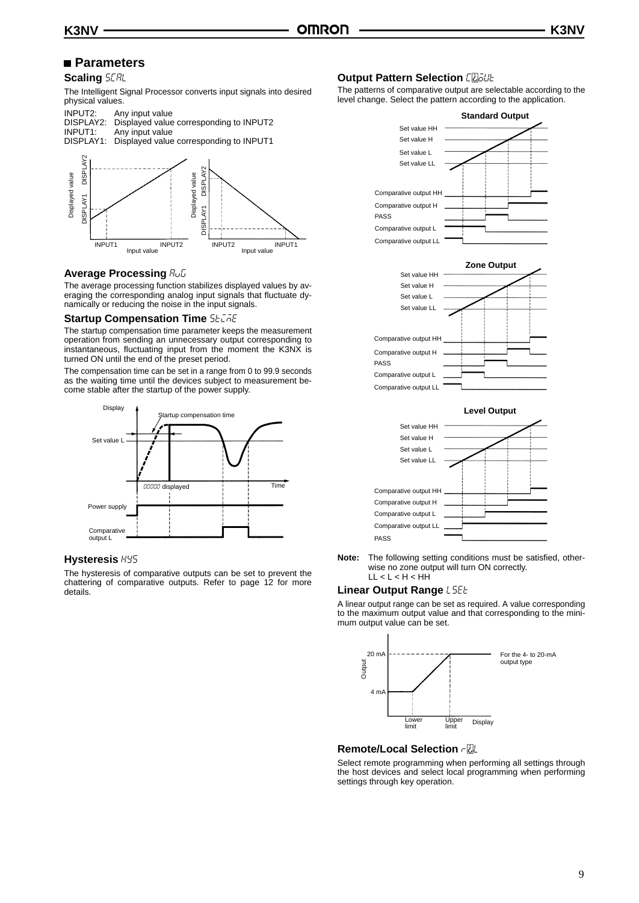## Parameters

### Scaling SCAL

The Intelligent Signal Processor converts input signals into desired physical values.

INPUT2: Any input value
DISPLAY2: Displayed value corresponding to INPUT2
INPUT1: Any input value
DISPLAY1: Displayed value corresponding to INPUT1

### Average Processing AvG

The average processing function stabilizes displayed values by averaging the corresponding analog input signals that fluctuate dynamically or reducing the noise in the input signals.

### Startup Compensation Time StCmE

The startup compensation time parameter keeps the measurement operation from sending an unnecessary output corresponding to instantaneous, fluctuating input from the moment the K3NX is turned ON until the end of the preset period.

The compensation time can be set in a range from 0 to 99.9 seconds as the waiting time until the devices subject to measurement become stable after the startup of the power supply.

### Hysteresis HYS

The hysteresis of comparative outputs can be set to prevent the chattering of comparative outputs. Refer to page 12 for more details.

### Output Pattern Selection COUt

The patterns of comparative output are selectable according to the level change. Select the pattern according to the application.

**Note:** The following setting conditions must be satisfied, otherwise no zone output will turn ON correctly.
LL < L < H < HH

### Linear Output Range LSEt

A linear output range can be set as required. A value corresponding to the maximum output value and that corresponding to the minimum output value can be set.

### Remote/Local Selection rL

Select remote programming when performing all settings through the host devices and select local programming when performing settings through key operation.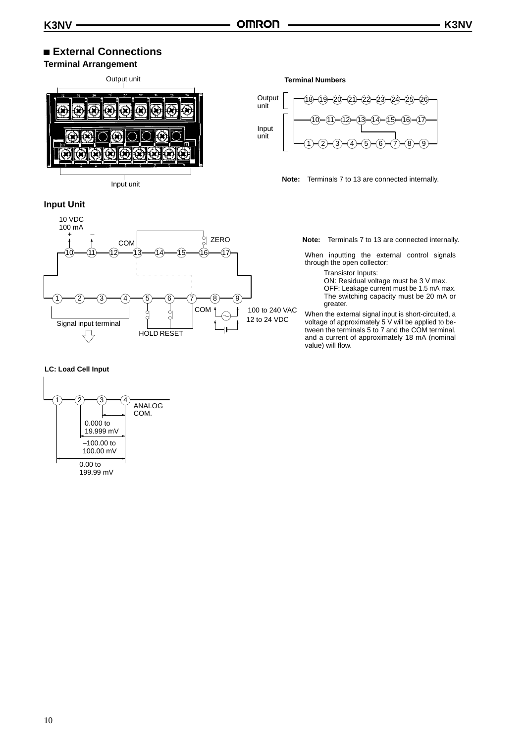## External Connections

### Terminal Arrangement

Output unit

Input unit

**Terminal Numbers**

Output unit: 18 19 20 21 22 23 24 25 26

Input unit: 10 11 12 13 14 15 16 17 / 1 2 3 4 5 6 7 8 9

**Note:** Terminals 7 to 13 are connected internally.

### Input Unit

10 VDC 100 mA (+ 10, – 11)

COM (13), ZERO (16)

Signal input terminal (1 to 4)

HOLD (5), RESET (6), COM (7)

100 to 240 VAC / 12 to 24 VDC (8, 9)

**Note:** Terminals 7 to 13 are connected internally.

When inputting the external control signals through the open collector:

Transistor Inputs:
ON: Residual voltage must be 3 V max.
OFF: Leakage current must be 1.5 mA max.
The switching capacity must be 20 mA or greater.

When the external signal input is short-circuited, a voltage of approximately 5 V will be applied to between the terminals 5 to 7 and the COM terminal, and a current of approximately 18 mA (nominal value) will flow.

**LC: Load Cell Input**

Terminal 4: ANALOG COM.

0.000 to 19.999 mV (3–4)

–100.00 to 100.00 mV (2–4)

0.00 to 199.99 mV (1–4)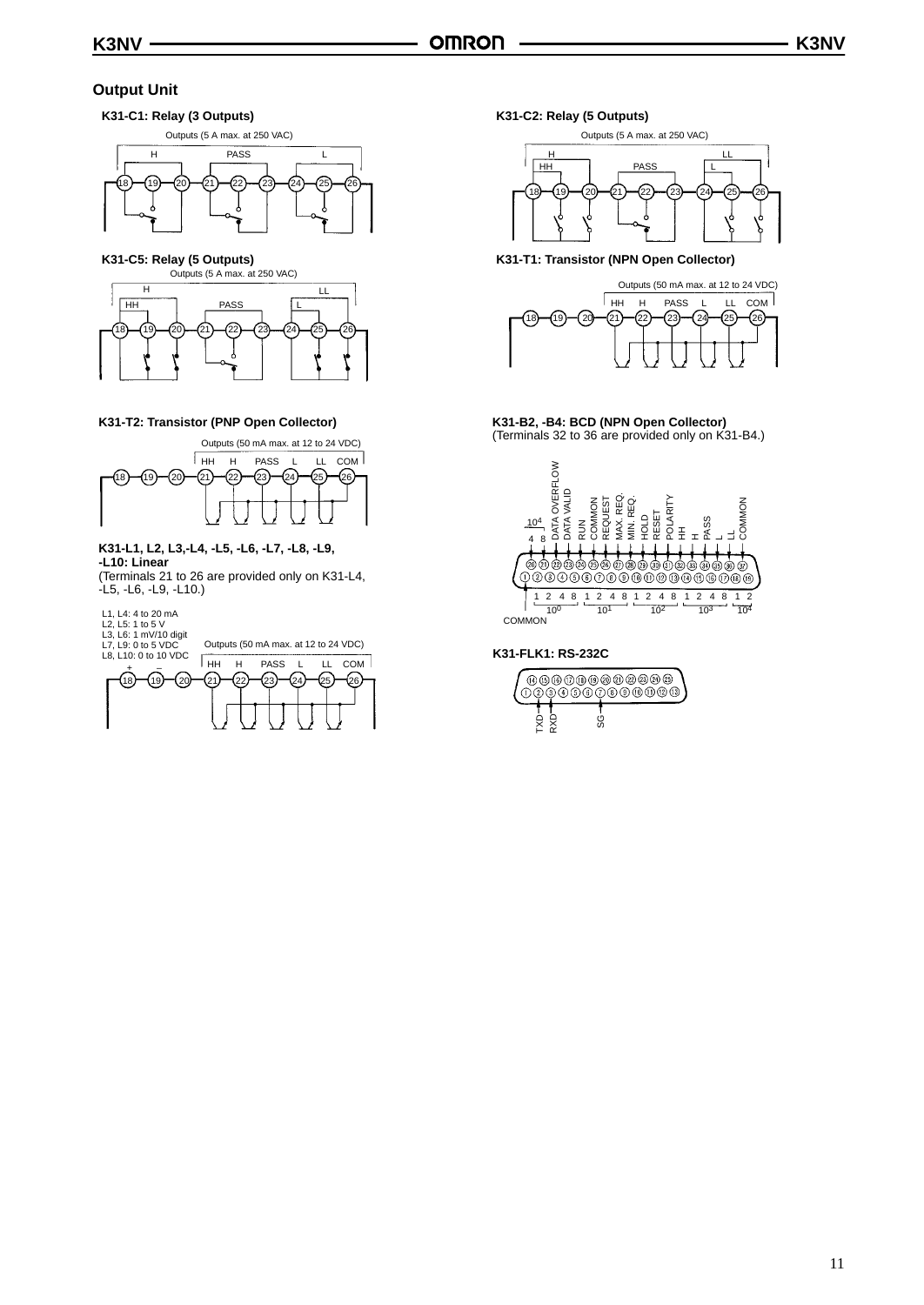## Output Unit

### K31-C1: Relay (3 Outputs)

Outputs (5 A max. at 250 VAC)

H PASS L

18 19 20 21 22 23 24 25 26

### K31-C2: Relay (5 Outputs)

Outputs (5 A max. at 250 VAC)

H LL
HH PASS L

18 19 20 21 22 23 24 25 26

### K31-C5: Relay (5 Outputs)

Outputs (5 A max. at 250 VAC)

H LL
HH PASS L

18 19 20 21 22 23 24 25 26

### K31-T1: Transistor (NPN Open Collector)

Outputs (50 mA max. at 12 to 24 VDC)

HH H PASS L LL COM

18 19 20 21 22 23 24 25 26

### K31-T2: Transistor (PNP Open Collector)

Outputs (50 mA max. at 12 to 24 VDC)

HH H PASS L LL COM

18 19 20 21 22 23 24 25 26

### K31-B2, -B4: BCD (NPN Open Collector)

(Terminals 32 to 36 are provided only on K31-B4.)

$10^4$: 4 8, DATA OVERFLOW, DATA VALID, RUN, COMMON, REQUEST, MAX. REQ., MIN. REQ., HOLD, RESET, POLARITY, HH, H, PASS, L, LL, COMMON

20 21 22 23 24 25 26 27 28 29 30 31 32 33 34 35 36 37
1 2 3 4 5 6 7 8 9 10 11 12 13 14 15 16 17 18 19

COMMON, 1 2 4 8 ($10^0$), 1 2 4 8 ($10^1$), 1 2 4 8 ($10^2$), 1 2 4 8 ($10^3$), 1 2 ($10^4$)

### K31-L1, L2, L3,-L4, -L5, -L6, -L7, -L8, -L9, -L10: Linear

(Terminals 21 to 26 are provided only on K31-L4, -L5, -L6, -L9, -L10.)

L1, L4: 4 to 20 mA
L2, L5: 1 to 5 V
L3, L6: 1 mV/10 digit
L7, L9: 0 to 5 VDC
L8, L10: 0 to 10 VDC

Outputs (50 mA max. at 12 to 24 VDC)

\+ − HH H PASS L LL COM

18 19 20 21 22 23 24 25 26

### K31-FLK1: RS-232C

14 15 16 17 18 19 20 21 22 23 24 25
1 2 3 4 5 6 7 8 9 10 11 12 13

TXD RXD SG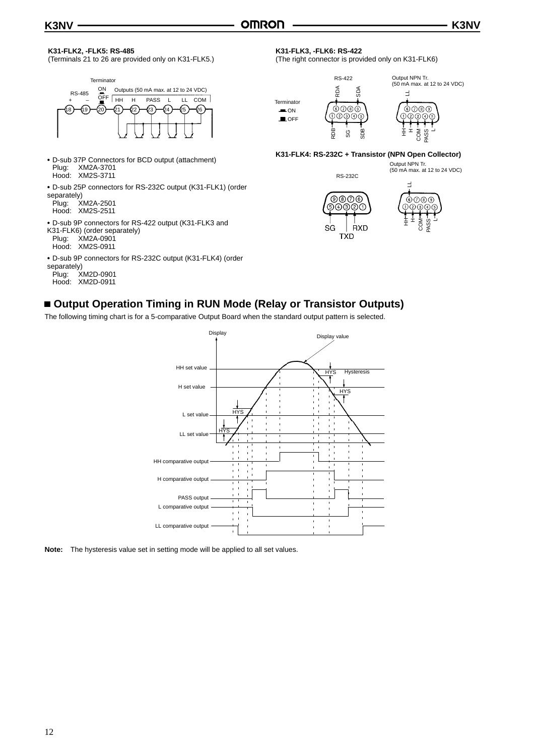**K31-FLK2, -FLK5: RS-485**
(Terminals 21 to 26 are provided only on K31-FLK5.)

Terminator ON OFF
RS-485 + – Outputs (50 mA max. at 12 to 24 VDC)
HH H PASS L LL COM
18 19 20 21 22 23 24 25 26

- D-sub 37P Connectors for BCD output (attachment)
  Plug: XM2A-3701
  Hood: XM2S-3711
- D-sub 25P connectors for RS-232C output (K31-FLK1) (order separately)
  Plug: XM2A-2501
  Hood: XM2S-2511
- D-sub 9P connectors for RS-422 output (K31-FLK3 and K31-FLK6) (order separately)
  Plug: XM2A-0901
  Hood: XM2S-0911
- D-sub 9P connectors for RS-232C output (K31-FLK4) (order separately)
  Plug: XM2D-0901
  Hood: XM2D-0911

**K31-FLK3, -FLK6: RS-422**
(The right connector is provided only on K31-FLK6)

Terminator ON OFF
RS-422: RDA, SDA, RDB, SG, SDB
Output NPN Tr. (50 mA max. at 12 to 24 VDC): LL, HH, H, COM, PASS, L

**K31-FLK4: RS-232C + Transistor (NPN Open Collector)**

RS-232C: SG, RXD, TXD
Output NPN Tr. (50 mA max. at 12 to 24 VDC): LL, HH, H, COM, PASS, L

## ■ Output Operation Timing in RUN Mode (Relay or Transistor Outputs)

The following timing chart is for a 5-comparative Output Board when the standard output pattern is selected.

Display, Display value, HH set value, H set value, L set value, LL set value, HYS, Hysteresis
HH comparative output, H comparative output, PASS output, L comparative output, LL comparative output

**Note:** The hysteresis value set in setting mode will be applied to all set values.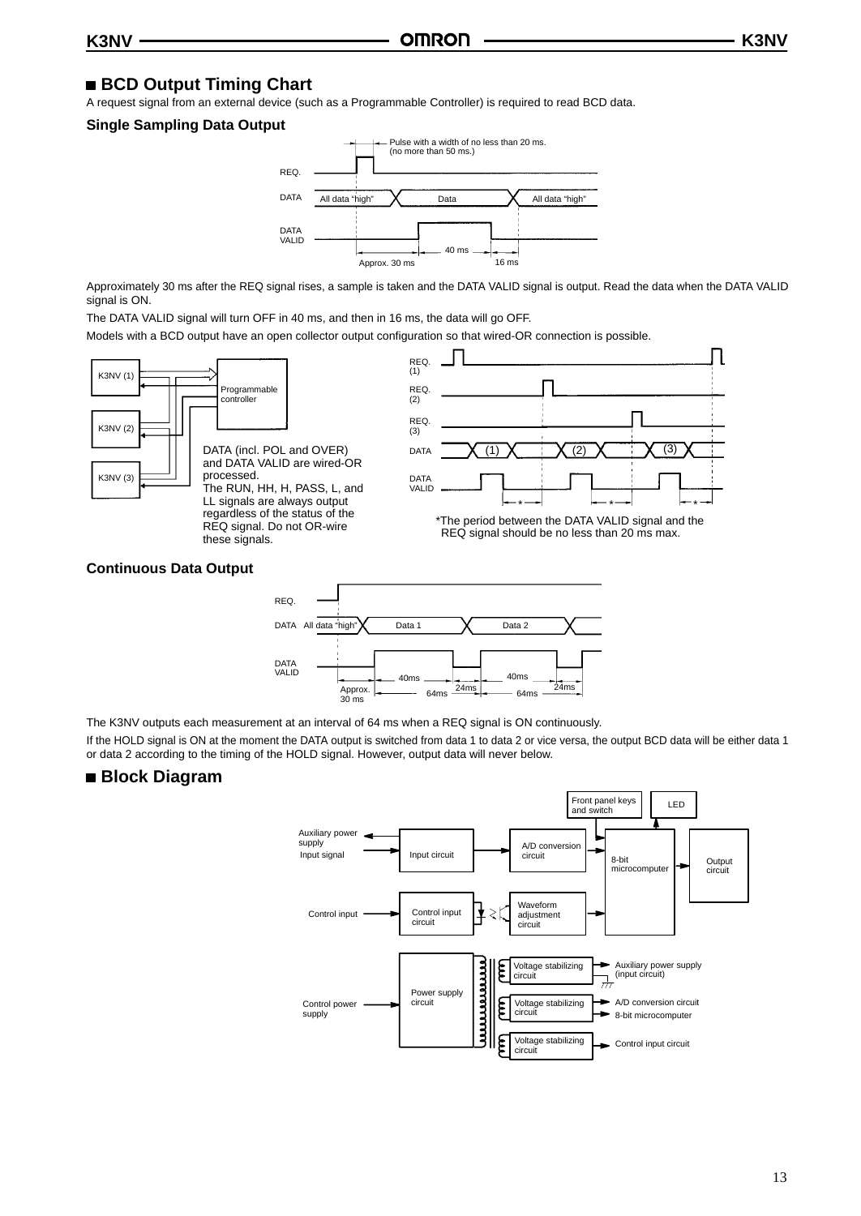## ■ BCD Output Timing Chart

A request signal from an external device (such as a Programmable Controller) is required to read BCD data.

### Single Sampling Data Output

Pulse with a width of no less than 20 ms. (no more than 50 ms.)

REQ.

DATA All data "high" Data All data "high"

DATA VALID

Approx. 30 ms 40 ms 16 ms

Approximately 30 ms after the REQ signal rises, a sample is taken and the DATA VALID signal is output. Read the data when the DATA VALID signal is ON.

The DATA VALID signal will turn OFF in 40 ms, and then in 16 ms, the data will go OFF.

Models with a BCD output have an open collector output configuration so that wired-OR connection is possible.

K3NV (1) K3NV (2) K3NV (3) Programmable controller

DATA (incl. POL and OVER) and DATA VALID are wired-OR processed.
The RUN, HH, H, PASS, L, and LL signals are always output regardless of the status of the REQ signal. Do not OR-wire these signals.

REQ. (1) REQ. (2) REQ. (3) DATA (1) (2) (3) DATA VALID

*The period between the DATA VALID signal and the REQ signal should be no less than 20 ms max.

### Continuous Data Output

REQ.

DATA All data "high" Data 1 Data 2

DATA VALID

Approx. 30 ms 40ms 24ms 64ms 40ms 24ms 64ms

The K3NV outputs each measurement at an interval of 64 ms when a REQ signal is ON continuously.

If the HOLD signal is ON at the moment the DATA output is switched from data 1 to data 2 or vice versa, the output BCD data will be either data 1 or data 2 according to the timing of the HOLD signal. However, output data will never below.

## ■ Block Diagram

Front panel keys and switch | LED

Auxiliary power supply | Input signal → Input circuit → A/D conversion circuit → 8-bit microcomputer → Output circuit

Control input → Control input circuit → Waveform adjustment circuit → 8-bit microcomputer

Control power supply → Power supply circuit → Voltage stabilizing circuit → Auxiliary power supply (input circuit)

Voltage stabilizing circuit → A/D conversion circuit, 8-bit microcomputer

Voltage stabilizing circuit → Control input circuit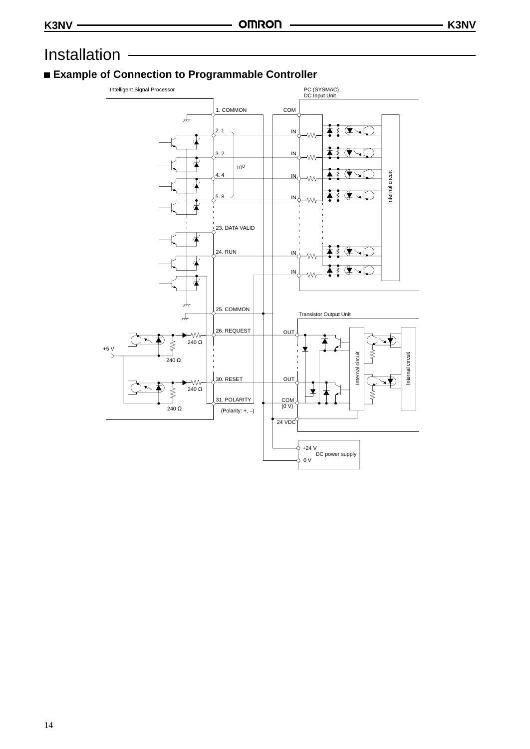# Installation

## Example of Connection to Programmable Controller

Intelligent Signal Processor

PC (SYSMAC)
DC Input Unit

1. COMMON
COM
2. 1
IN
3. 2
IN
$10^0$
4. 4
IN
5. 8
IN
Internal circuit
23. DATA VALID
24. RUN
IN
IN
25. COMMON
Transistor Output Unit
26. REQUEST
OUT
240 Ω
+5 V
240 Ω
Internal circuit
Internal circuit
30. RESET
OUT
240 Ω
31. POLARITY
COM
(0 V)
240 Ω
(Polarity: +, –)
24 VDC
+24 V
DC power supply
0 V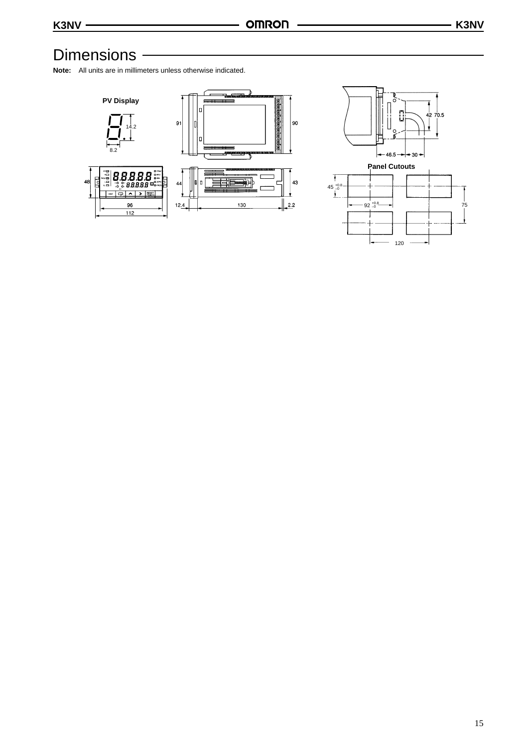# Dimensions

**Note:** All units are in millimeters unless otherwise indicated.

**PV Display**

14.2

8.2

91

90

48

44

43

96

112

12.4

130

2.2

42 70.5

46.5

30

**Panel Cutouts**

$45^{+0.8}_{-0}$

$92^{+0.8}_{-0}$

75

120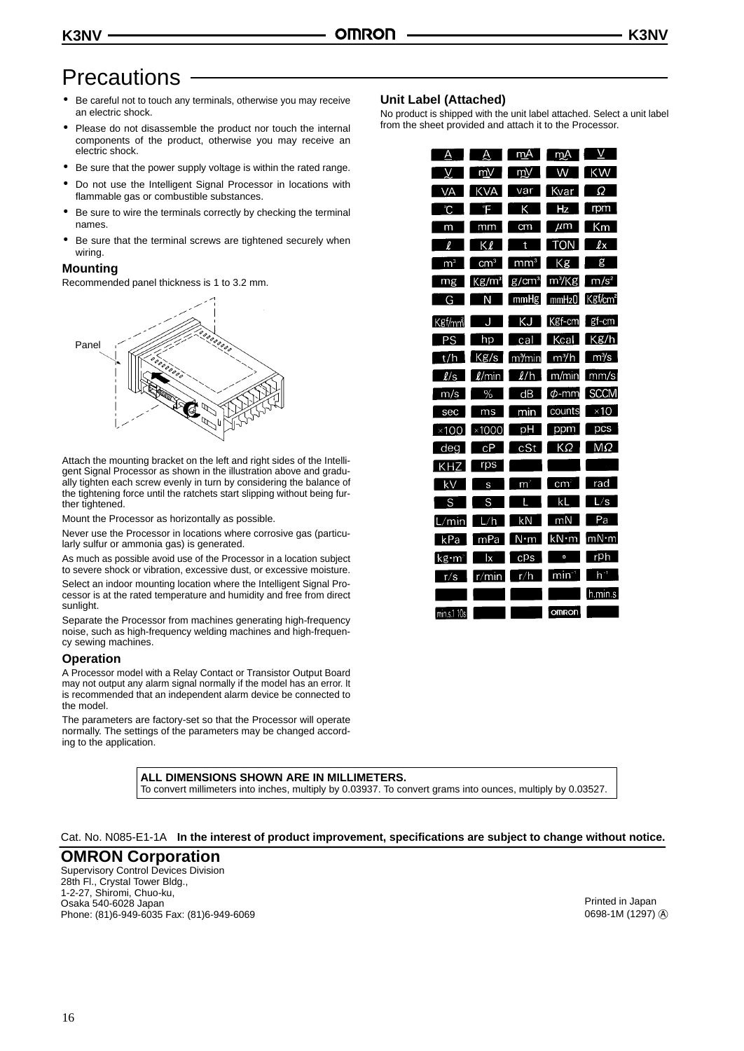# Precautions

- Be careful not to touch any terminals, otherwise you may receive an electric shock.
- Please do not disassemble the product nor touch the internal components of the product, otherwise you may receive an electric shock.
- Be sure that the power supply voltage is within the rated range.
- Do not use the Intelligent Signal Processor in locations with flammable gas or combustible substances.
- Be sure to wire the terminals correctly by checking the terminal names.
- Be sure that the terminal screws are tightened securely when wiring.

### Mounting

Recommended panel thickness is 1 to 3.2 mm.

Panel

Attach the mounting bracket on the left and right sides of the Intelligent Signal Processor as shown in the illustration above and gradually tighten each screw evenly in turn by considering the balance of the tightening force until the ratchets start slipping without being further tightened.

Mount the Processor as horizontally as possible.

Never use the Processor in locations where corrosive gas (particularly sulfur or ammonia gas) is generated.

As much as possible avoid use of the Processor in a location subject to severe shock or vibration, excessive dust, or excessive moisture.

Select an indoor mounting location where the Intelligent Signal Processor is at the rated temperature and humidity and free from direct sunlight.

Separate the Processor from machines generating high-frequency noise, such as high-frequency welding machines and high-frequency sewing machines.

### Operation

A Processor model with a Relay Contact or Transistor Output Board may not output any alarm signal normally if the model has an error. It is recommended that an independent alarm device be connected to the model.

The parameters are factory-set so that the Processor will operate normally. The settings of the parameters may be changed according to the application.

### Unit Label (Attached)

No product is shipped with the unit label attached. Select a unit label from the sheet provided and attach it to the Processor.

| | | | | |
|---|---|---|---|---|
| A | A | mA | mA | V |
| V | mV | mV | W | KW |
| VA | KVA | var | Kvar | Ω |
| °C | °F | K | Hz | rpm |
| m | mm | cm | μm | Km |
| ℓ | Kℓ | t | TON | ℓx |
| m$^3$ | cm$^3$ | mm$^3$ | Kg | g |
| mg | Kg/m$^3$ | g/cm$^3$ | m$^3$/Kg | m/s$^2$ |
| G | N | mmHg | mmH$_2$O | Kgf/cm$^2$ |
| Kgf/mm$^2$ | J | KJ | Kgf-cm | gf-cm |
| PS | hp | cal | Kcal | Kg/h |
| t/h | Kg/s | m$^3$/min | m$^3$/h | m$^3$/s |
| ℓ/s | ℓ/min | ℓ/h | m/min | mm/s |
| m/s | % | dB | φ-mm | SCCM |
| sec | ms | min | counts | ×10 |
| ×100 | ×1000 | pH | ppm | pcs |
| deg | cP | cSt | KΩ | MΩ |
| KHZ | rps | | | |
| kV | s | m$^2$ | cm$^2$ | rad |
| S | S | L | kL | L/s |
| L/min | L/h | kN | mN | Pa |
| kPa | mPa | N·m | kN·m | mN·m |
| kg·m$^2$ | lx | cps | ° | rph |
| r/s | r/min | r/h | min$^{-1}$ | h$^{-1}$ |
| | | | | h.min.s |
| min.s.1/10s | | | OMRON | |

**ALL DIMENSIONS SHOWN ARE IN MILLIMETERS.**
To convert millimeters into inches, multiply by 0.03937. To convert grams into ounces, multiply by 0.03527.

Cat. No. N085-E1-1A **In the interest of product improvement, specifications are subject to change without notice.**

**OMRON Corporation**
Supervisory Control Devices Division
28th Fl., Crystal Tower Bldg.,
1-2-27, Shiromi, Chuo-ku,
Osaka 540-6028 Japan
Phone: (81)6-949-6035 Fax: (81)6-949-6069

Printed in Japan
0698-1M (1297) Ⓐ